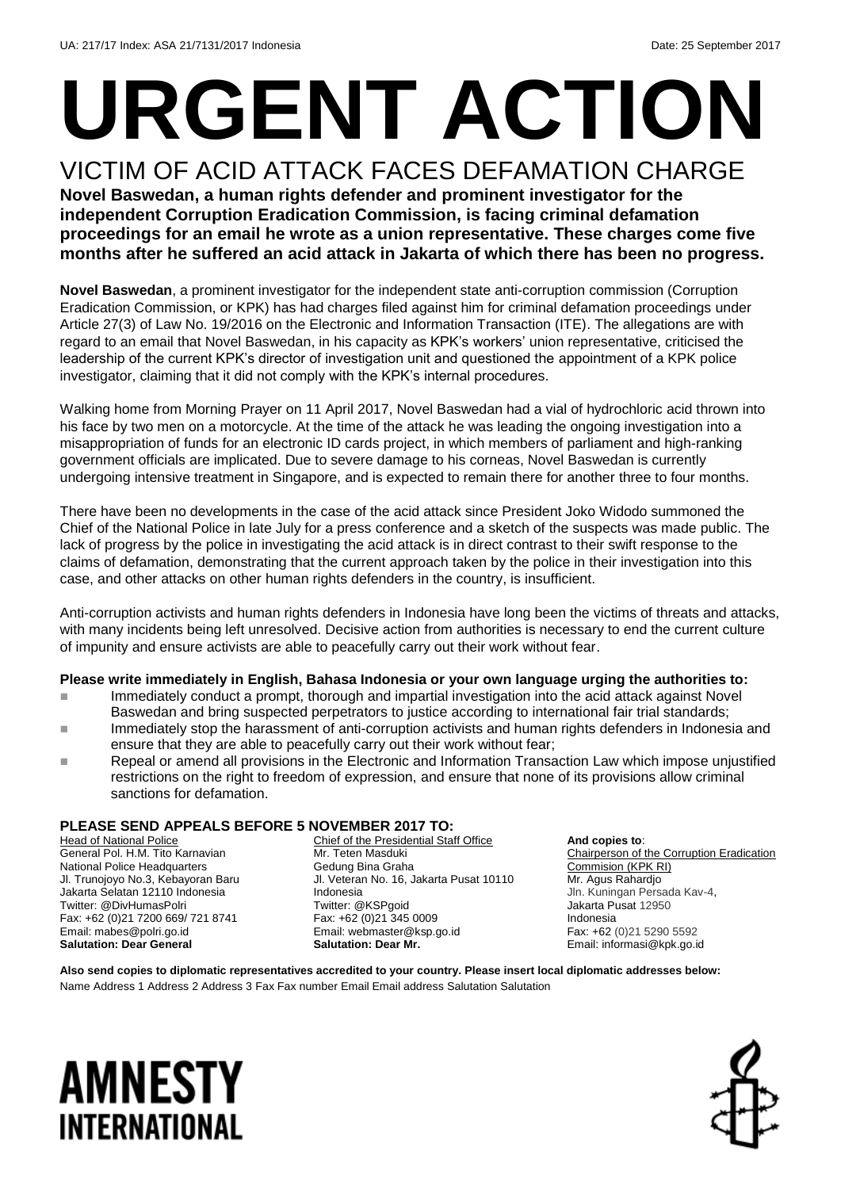UA: 217/17 Index: ASA 21/7131/2017 Indonesia Date: 25 September 2017

# URGENT ACTION

## VICTIM OF ACID ATTACK FACES DEFAMATION CHARGE

**Novel Baswedan, a human rights defender and prominent investigator for the independent Corruption Eradication Commission, is facing criminal defamation proceedings for an email he wrote as a union representative. These charges come five months after he suffered an acid attack in Jakarta of which there has been no progress.**

**Novel Baswedan**, a prominent investigator for the independent state anti-corruption commission (Corruption Eradication Commission, or KPK) has had charges filed against him for criminal defamation proceedings under Article 27(3) of Law No. 19/2016 on the Electronic and Information Transaction (ITE). The allegations are with regard to an email that Novel Baswedan, in his capacity as KPK's workers' union representative, criticised the leadership of the current KPK's director of investigation unit and questioned the appointment of a KPK police investigator, claiming that it did not comply with the KPK's internal procedures.

Walking home from Morning Prayer on 11 April 2017, Novel Baswedan had a vial of hydrochloric acid thrown into his face by two men on a motorcycle. At the time of the attack he was leading the ongoing investigation into a misappropriation of funds for an electronic ID cards project, in which members of parliament and high-ranking government officials are implicated. Due to severe damage to his corneas, Novel Baswedan is currently undergoing intensive treatment in Singapore, and is expected to remain there for another three to four months.

There have been no developments in the case of the acid attack since President Joko Widodo summoned the Chief of the National Police in late July for a press conference and a sketch of the suspects was made public. The lack of progress by the police in investigating the acid attack is in direct contrast to their swift response to the claims of defamation, demonstrating that the current approach taken by the police in their investigation into this case, and other attacks on other human rights defenders in the country, is insufficient.

Anti-corruption activists and human rights defenders in Indonesia have long been the victims of threats and attacks, with many incidents being left unresolved. Decisive action from authorities is necessary to end the current culture of impunity and ensure activists are able to peacefully carry out their work without fear.

**Please write immediately in English, Bahasa Indonesia or your own language urging the authorities to:**

- Immediately conduct a prompt, thorough and impartial investigation into the acid attack against Novel Baswedan and bring suspected perpetrators to justice according to international fair trial standards;
- Immediately stop the harassment of anti-corruption activists and human rights defenders in Indonesia and ensure that they are able to peacefully carry out their work without fear;
- Repeal or amend all provisions in the Electronic and Information Transaction Law which impose unjustified restrictions on the right to freedom of expression, and ensure that none of its provisions allow criminal sanctions for defamation.

**PLEASE SEND APPEALS BEFORE 5 NOVEMBER 2017 TO:**

Head of National Police
General Pol. H.M. Tito Karnavian
National Police Headquarters
Jl. Trunojoyo No.3, Kebayoran Baru
Jakarta Selatan 12110 Indonesia
Twitter: @DivHumasPolri
Fax: +62 (0)21 7200 669/ 721 8741
Email: mabes@polri.go.id
**Salutation: Dear General**

Chief of the Presidential Staff Office
Mr. Teten Masduki
Gedung Bina Graha
Jl. Veteran No. 16, Jakarta Pusat 10110
Indonesia
Twitter: @KSPgoid
Fax: +62 (0)21 345 0009
Email: webmaster@ksp.go.id
**Salutation: Dear Mr.**

**And copies to**:
Chairperson of the Corruption Eradication Commision (KPK RI)
Mr. Agus Rahardjo
Jln. Kuningan Persada Kav-4,
Jakarta Pusat 12950
Indonesia
Fax: +62 (0)21 5290 5592
Email: informasi@kpk.go.id

**Also send copies to diplomatic representatives accredited to your country. Please insert local diplomatic addresses below:**
Name Address 1 Address 2 Address 3 Fax Fax number Email Email address Salutation Salutation

AMNESTY INTERNATIONAL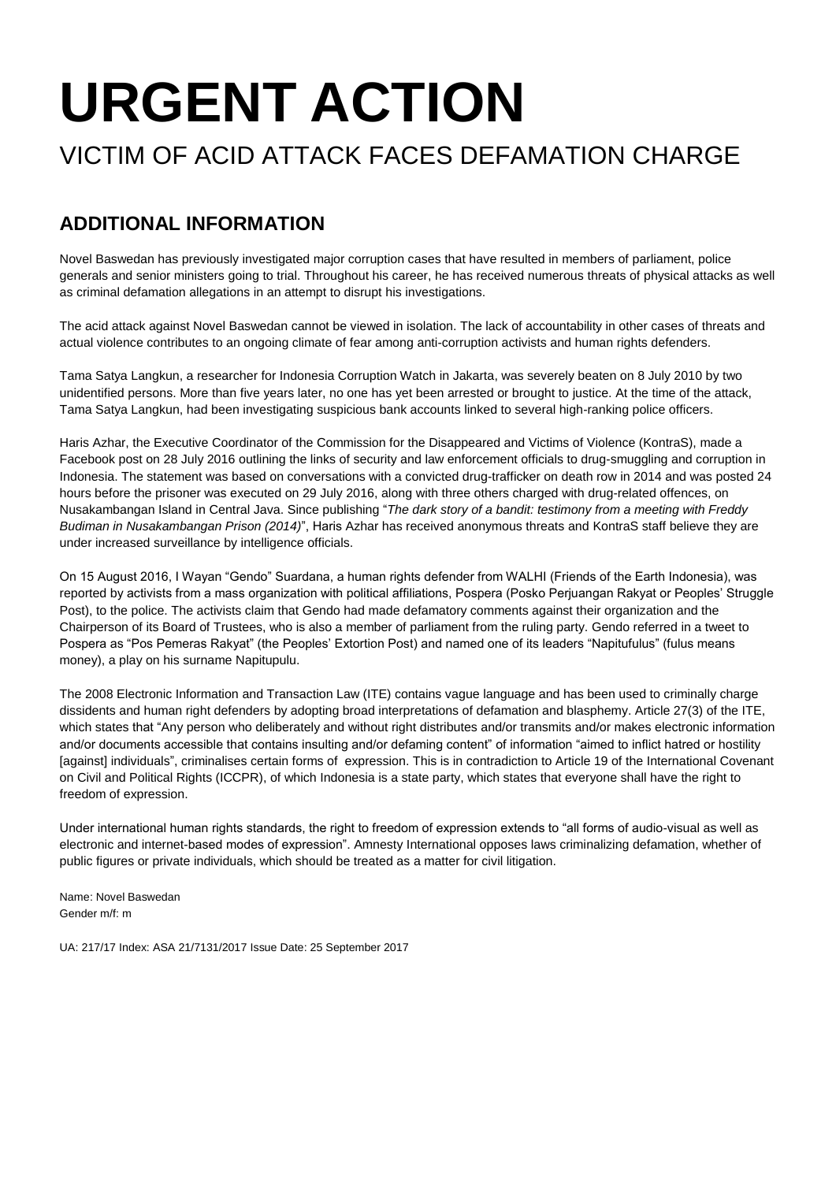# URGENT ACTION

## VICTIM OF ACID ATTACK FACES DEFAMATION CHARGE

## ADDITIONAL INFORMATION

Novel Baswedan has previously investigated major corruption cases that have resulted in members of parliament, police generals and senior ministers going to trial. Throughout his career, he has received numerous threats of physical attacks as well as criminal defamation allegations in an attempt to disrupt his investigations.

The acid attack against Novel Baswedan cannot be viewed in isolation. The lack of accountability in other cases of threats and actual violence contributes to an ongoing climate of fear among anti-corruption activists and human rights defenders.

Tama Satya Langkun, a researcher for Indonesia Corruption Watch in Jakarta, was severely beaten on 8 July 2010 by two unidentified persons. More than five years later, no one has yet been arrested or brought to justice. At the time of the attack, Tama Satya Langkun, had been investigating suspicious bank accounts linked to several high-ranking police officers.

Haris Azhar, the Executive Coordinator of the Commission for the Disappeared and Victims of Violence (KontraS), made a Facebook post on 28 July 2016 outlining the links of security and law enforcement officials to drug-smuggling and corruption in Indonesia. The statement was based on conversations with a convicted drug-trafficker on death row in 2014 and was posted 24 hours before the prisoner was executed on 29 July 2016, along with three others charged with drug-related offences, on Nusakambangan Island in Central Java. Since publishing "*The dark story of a bandit: testimony from a meeting with Freddy Budiman in Nusakambangan Prison (2014)*", Haris Azhar has received anonymous threats and KontraS staff believe they are under increased surveillance by intelligence officials.

On 15 August 2016, I Wayan "Gendo" Suardana, a human rights defender from WALHI (Friends of the Earth Indonesia), was reported by activists from a mass organization with political affiliations, Pospera (Posko Perjuangan Rakyat or Peoples' Struggle Post), to the police. The activists claim that Gendo had made defamatory comments against their organization and the Chairperson of its Board of Trustees, who is also a member of parliament from the ruling party. Gendo referred in a tweet to Pospera as "Pos Pemeras Rakyat" (the Peoples' Extortion Post) and named one of its leaders "Napitufulus" (fulus means money), a play on his surname Napitupulu.

The 2008 Electronic Information and Transaction Law (ITE) contains vague language and has been used to criminally charge dissidents and human right defenders by adopting broad interpretations of defamation and blasphemy. Article 27(3) of the ITE, which states that "Any person who deliberately and without right distributes and/or transmits and/or makes electronic information and/or documents accessible that contains insulting and/or defaming content" of information "aimed to inflict hatred or hostility [against] individuals", criminalises certain forms of expression. This is in contradiction to Article 19 of the International Covenant on Civil and Political Rights (ICCPR), of which Indonesia is a state party, which states that everyone shall have the right to freedom of expression.

Under international human rights standards, the right to freedom of expression extends to "all forms of audio-visual as well as electronic and internet-based modes of expression". Amnesty International opposes laws criminalizing defamation, whether of public figures or private individuals, which should be treated as a matter for civil litigation.

Name: Novel Baswedan
Gender m/f: m

UA: 217/17 Index: ASA 21/7131/2017 Issue Date: 25 September 2017